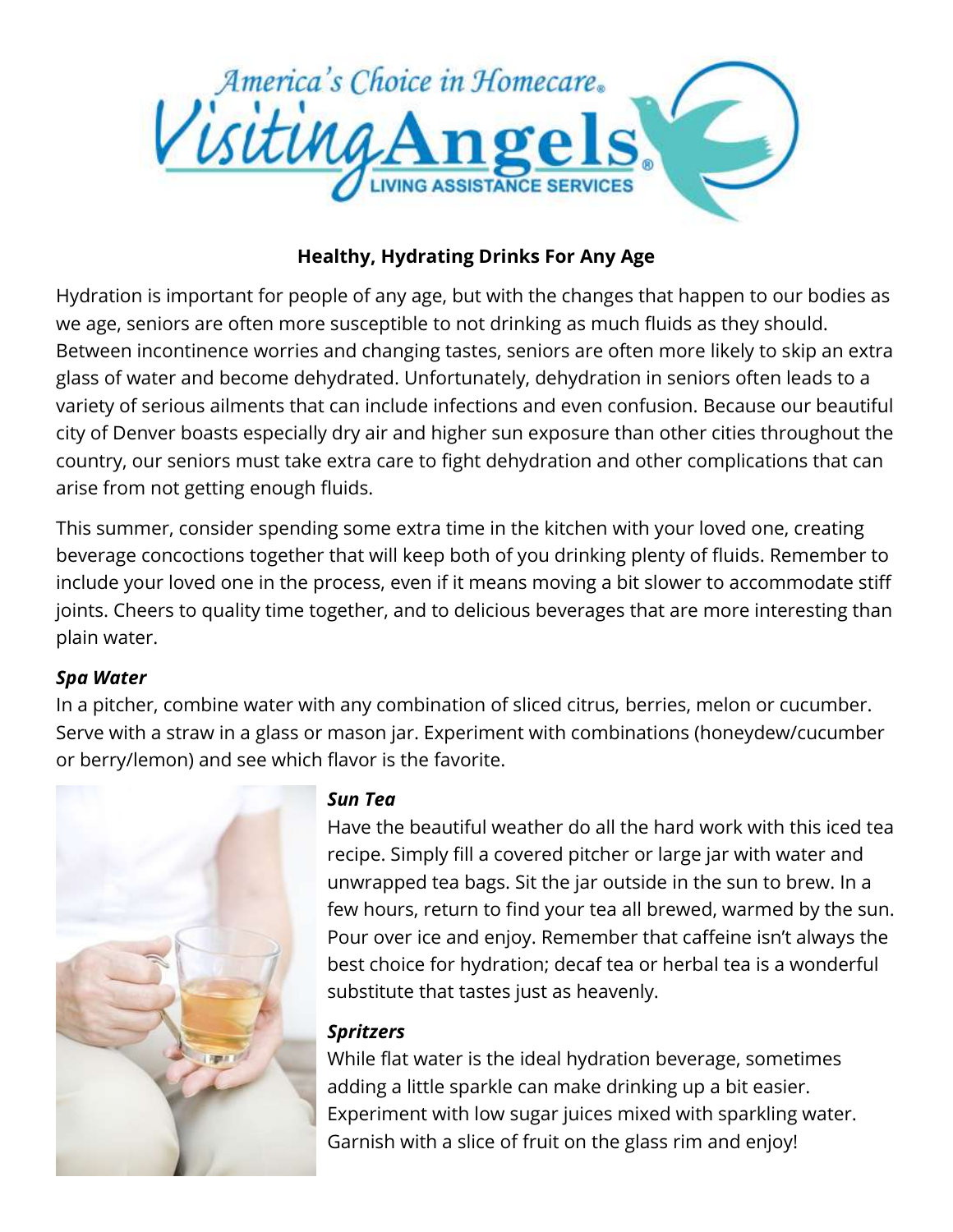America's Choice in Homecare®

Visiting Angels®

LIVING ASSISTANCE SERVICES

**Healthy, Hydrating Drinks For Any Age**

Hydration is important for people of any age, but with the changes that happen to our bodies as we age, seniors are often more susceptible to not drinking as much fluids as they should. Between incontinence worries and changing tastes, seniors are often more likely to skip an extra glass of water and become dehydrated. Unfortunately, dehydration in seniors often leads to a variety of serious ailments that can include infections and even confusion. Because our beautiful city of Denver boasts especially dry air and higher sun exposure than other cities throughout the country, our seniors must take extra care to fight dehydration and other complications that can arise from not getting enough fluids.

This summer, consider spending some extra time in the kitchen with your loved one, creating beverage concoctions together that will keep both of you drinking plenty of fluids. Remember to include your loved one in the process, even if it means moving a bit slower to accommodate stiff joints. Cheers to quality time together, and to delicious beverages that are more interesting than plain water.

***Spa Water***

In a pitcher, combine water with any combination of sliced citrus, berries, melon or cucumber. Serve with a straw in a glass or mason jar. Experiment with combinations (honeydew/cucumber or berry/lemon) and see which flavor is the favorite.

***Sun Tea***

Have the beautiful weather do all the hard work with this iced tea recipe. Simply fill a covered pitcher or large jar with water and unwrapped tea bags. Sit the jar outside in the sun to brew. In a few hours, return to find your tea all brewed, warmed by the sun. Pour over ice and enjoy. Remember that caffeine isn't always the best choice for hydration; decaf tea or herbal tea is a wonderful substitute that tastes just as heavenly.

***Spritzers***

While flat water is the ideal hydration beverage, sometimes adding a little sparkle can make drinking up a bit easier. Experiment with low sugar juices mixed with sparkling water. Garnish with a slice of fruit on the glass rim and enjoy!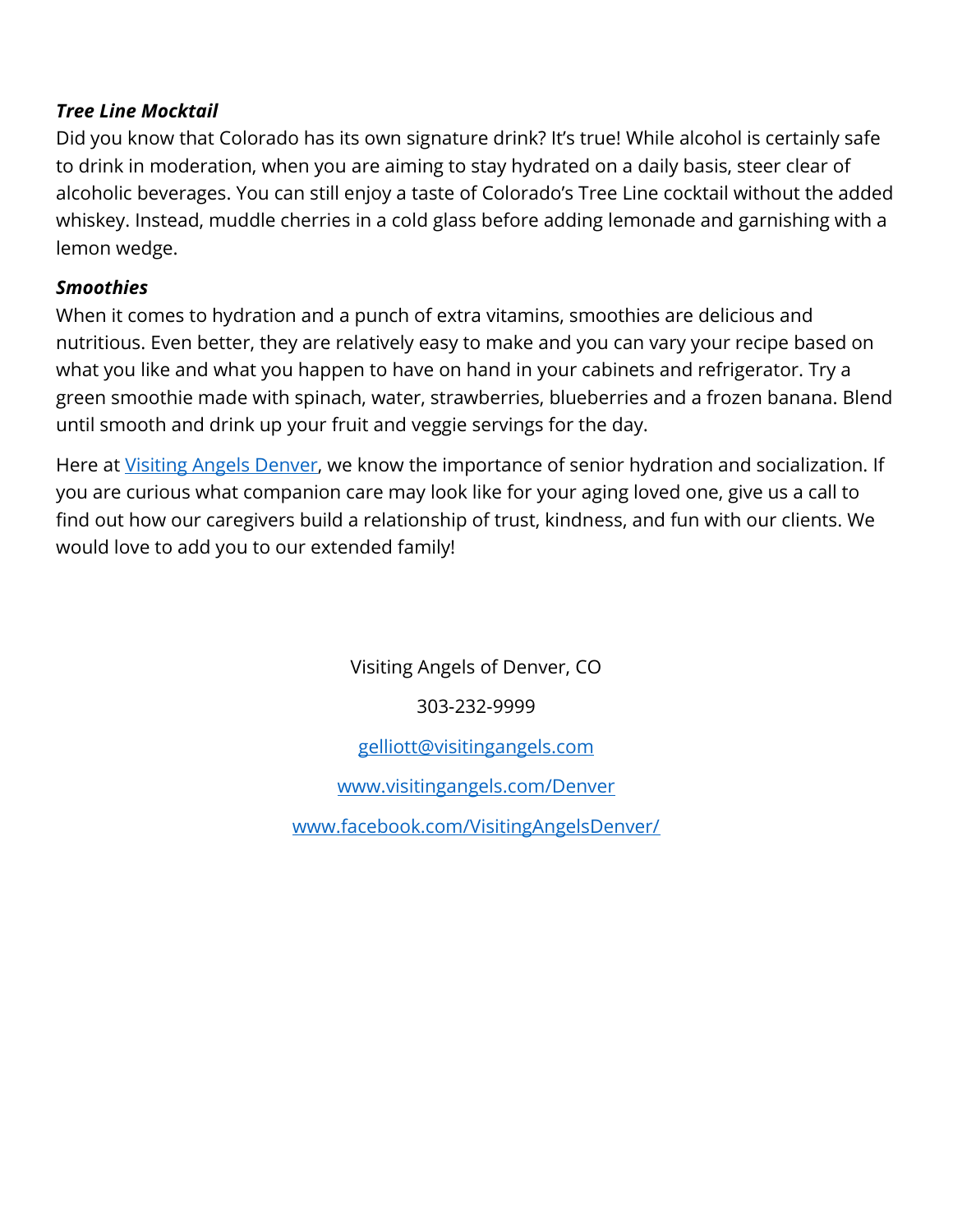***Tree Line Mocktail***

Did you know that Colorado has its own signature drink? It's true! While alcohol is certainly safe to drink in moderation, when you are aiming to stay hydrated on a daily basis, steer clear of alcoholic beverages. You can still enjoy a taste of Colorado's Tree Line cocktail without the added whiskey. Instead, muddle cherries in a cold glass before adding lemonade and garnishing with a lemon wedge.

***Smoothies***

When it comes to hydration and a punch of extra vitamins, smoothies are delicious and nutritious. Even better, they are relatively easy to make and you can vary your recipe based on what you like and what you happen to have on hand in your cabinets and refrigerator. Try a green smoothie made with spinach, water, strawberries, blueberries and a frozen banana. Blend until smooth and drink up your fruit and veggie servings for the day.

Here at [Visiting Angels Denver](), we know the importance of senior hydration and socialization. If you are curious what companion care may look like for your aging loved one, give us a call to find out how our caregivers build a relationship of trust, kindness, and fun with our clients. We would love to add you to our extended family!

Visiting Angels of Denver, CO

303-232-9999

gelliott@visitingangels.com

www.visitingangels.com/Denver

www.facebook.com/VisitingAngelsDenver/